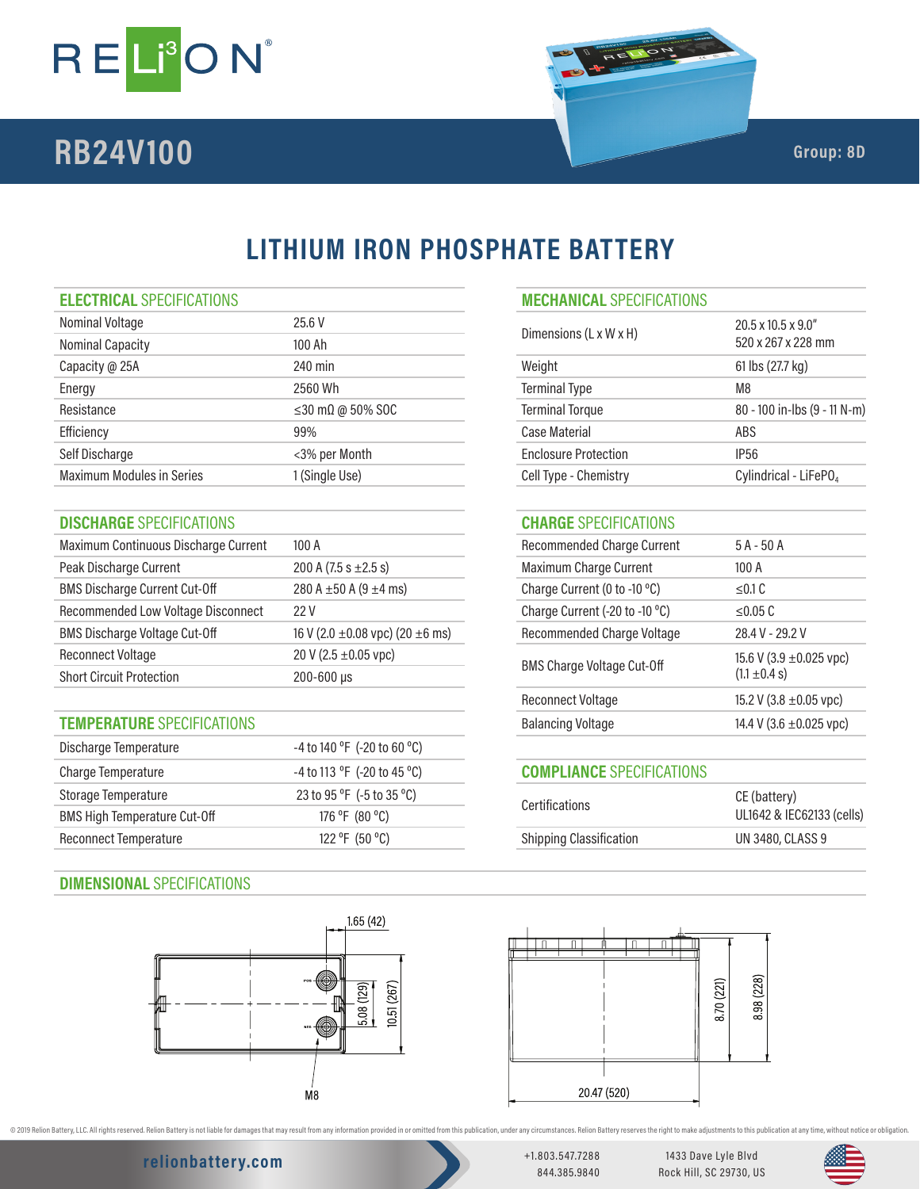# RELi3ON

## RB24V100

Group: 8D

# LITHIUM IRON PHOSPHATE BATTERY

## ELECTRICAL SPECIFICATIONS

| | |
|---|---|
| Nominal Voltage | 25.6 V |
| Nominal Capacity | 100 Ah |
| Capacity @ 25A | 240 min |
| Energy | 2560 Wh |
| Resistance | ≤30 mΩ @ 50% SOC |
| Efficiency | 99% |
| Self Discharge | <3% per Month |
| Maximum Modules in Series | 1 (Single Use) |

## DISCHARGE SPECIFICATIONS

| | |
|---|---|
| Maximum Continuous Discharge Current | 100 A |
| Peak Discharge Current | 200 A (7.5 s ±2.5 s) |
| BMS Discharge Current Cut-Off | 280 A ±50 A (9 ±4 ms) |
| Recommended Low Voltage Disconnect | 22 V |
| BMS Discharge Voltage Cut-Off | 16 V (2.0 ±0.08 vpc) (20 ±6 ms) |
| Reconnect Voltage | 20 V (2.5 ±0.05 vpc) |
| Short Circuit Protection | 200-600 µs |

## TEMPERATURE SPECIFICATIONS

| | |
|---|---|
| Discharge Temperature | -4 to 140 °F (-20 to 60 °C) |
| Charge Temperature | -4 to 113 °F (-20 to 45 °C) |
| Storage Temperature | 23 to 95 °F (-5 to 35 °C) |
| BMS High Temperature Cut-Off | 176 °F (80 °C) |
| Reconnect Temperature | 122 °F (50 °C) |

## MECHANICAL SPECIFICATIONS

| | |
|---|---|
| Dimensions (L x W x H) | 20.5 x 10.5 x 9.0″ 520 x 267 x 228 mm |
| Weight | 61 lbs (27.7 kg) |
| Terminal Type | M8 |
| Terminal Torque | 80 - 100 in-lbs (9 - 11 N-m) |
| Case Material | ABS |
| Enclosure Protection | IP56 |
| Cell Type - Chemistry | Cylindrical - $LiFePO_4$ |

## CHARGE SPECIFICATIONS

| | |
|---|---|
| Recommended Charge Current | 5 A - 50 A |
| Maximum Charge Current | 100 A |
| Charge Current (0 to -10 °C) | ≤0.1 C |
| Charge Current (-20 to -10 °C) | ≤0.05 C |
| Recommended Charge Voltage | 28.4 V - 29.2 V |
| BMS Charge Voltage Cut-Off | 15.6 V (3.9 ±0.025 vpc) (1.1 ±0.4 s) |
| Reconnect Voltage | 15.2 V (3.8 ±0.05 vpc) |
| Balancing Voltage | 14.4 V (3.6 ±0.025 vpc) |

## COMPLIANCE SPECIFICATIONS

| | |
|---|---|
| Certifications | CE (battery) UL1642 & IEC62133 (cells) |
| Shipping Classification | UN 3480, CLASS 9 |

## DIMENSIONAL SPECIFICATIONS

1.65 (42)

5.08 (129)

10.51 (267)

M8

8.70 (221)

8.98 (228)

20.47 (520)

© 2019 Relion Battery, LLC. All rights reserved. Relion Battery is not liable for damages that may result from any information provided in or omitted from this publication, under any circumstances. Relion Battery reserves the right to make adjustments to this publication at any time, without notice or obligation.

relionbattery.com

+1.803.547.7288
844.385.9840

1433 Dave Lyle Blvd
Rock Hill, SC 29730, US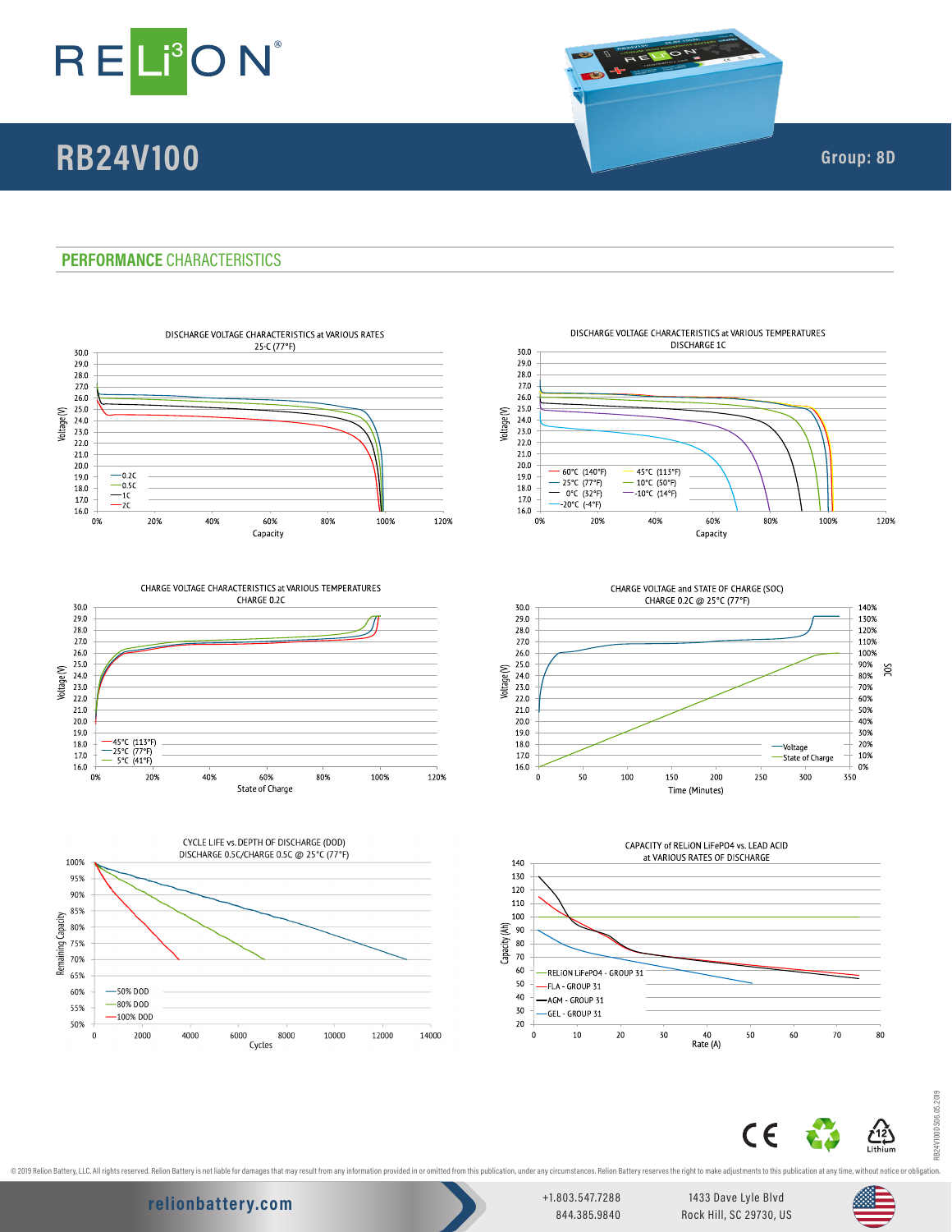RELi³ON®

# RB24V100

Group: 8D

## PERFORMANCE CHARACTERISTICS

DISCHARGE VOLTAGE CHARACTERISTICS at VARIOUS RATES
25·C (77°F)

Voltage (V)
30.0
29.0
28.0
27.0
26.0
25.0
24.0
23.0
22.0
21.0
20.0
19.0
18.0
17.0
16.0

0.2C
0.5C
1C
2C

0%
20%
40%
60%
80%
100%
120%
Capacity

DISCHARGE VOLTAGE CHARACTERISTICS at VARIOUS TEMPERATURES
DISCHARGE 1C

Voltage (V)
30.0
29.0
28.0
27.0
26.0
25.0
24.0
23.0
22.0
21.0
20.0
19.0
18.0
17.0
16.0

60°C (140°F)
45°C (113°F)
25°C (77°F)
10°C (50°F)
0°C (32°F)
-10°C (14°F)
-20°C (-4°F)

0%
20%
40%
60%
80%
100%
120%
Capacity

CHARGE VOLTAGE CHARACTERISTICS at VARIOUS TEMPERATURES
CHARGE 0.2C

Voltage (V)
30.0
29.0
28.0
27.0
26.0
25.0
24.0
23.0
22.0
21.0
20.0
19.0
18.0
17.0
16.0

45°C (113°F)
25°C (77°F)
5°C (41°F)

0%
20%
40%
60%
80%
100%
120%
State of Charge

CHARGE VOLTAGE and STATE OF CHARGE (SOC)
CHARGE 0.2C @ 25°C (77°F)

Voltage (V)
30.0
29.0
28.0
27.0
26.0
25.0
24.0
23.0
22.0
21.0
20.0
19.0
18.0
17.0
16.0

SOC
140%
130%
120%
110%
100%
90%
80%
70%
60%
50%
40%
30%
20%
10%
0%

Voltage
State of Charge

0
50
100
150
200
250
300
350
Time (Minutes)

CYCLE LIFE vs. DEPTH OF DISCHARGE (DOD)
DISCHARGE 0.5C/CHARGE 0.5C @ 25°C (77°F)

Remaining Capacity
100%
95%
90%
85%
80%
75%
70%
65%
60%
55%
50%

50% DOD
80% DOD
100% DOD

0
2000
4000
6000
8000
10000
12000
14000
Cycles

CAPACITY of RELiON LiFePO4 vs. LEAD ACID
at VARIOUS RATES OF DISCHARGE

Capacity (Ah)
140
130
120
110
100
90
80
70
60
50
40
30
20

RELiON LiFePO4 - GROUP 31
FLA - GROUP 31
AGM - GROUP 31
GEL - GROUP 31

0
10
20
30
40
50
60
70
80
Rate (A)

CE

12 Lithium

RB24V100DS06.05.2019

© 2019 Relion Battery, LLC. All rights reserved. Relion Battery is not liable for damages that may result from any information provided in or omitted from this publication, under any circumstances. Relion Battery reserves the right to make adjustments to this publication at any time, without notice or obligation.

relionbattery.com

+1.803.547.7288
844.385.9840

1433 Dave Lyle Blvd
Rock Hill, SC 29730, US